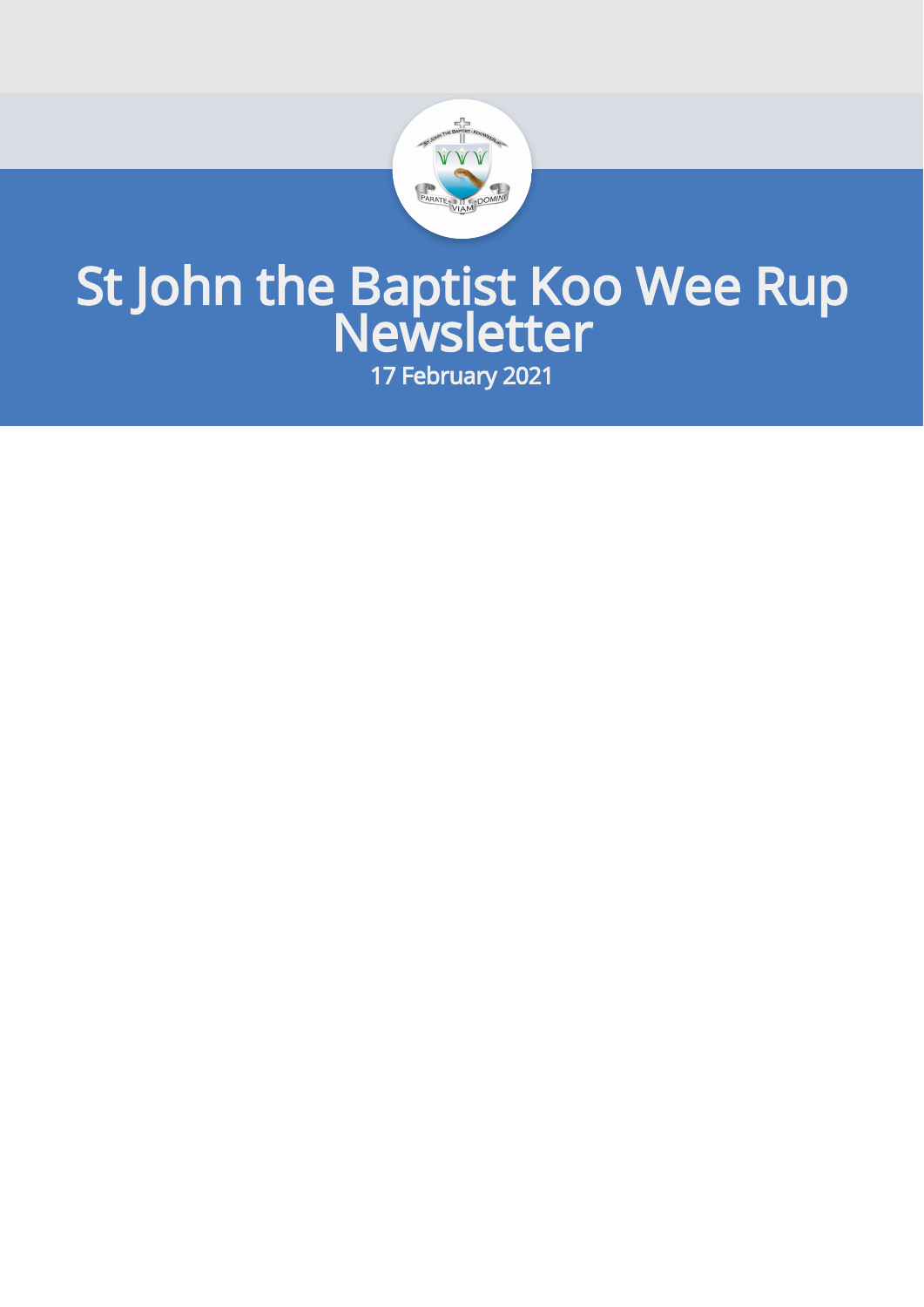# St John the Baptist Koo Wee Rup Newsletter

17 February 2021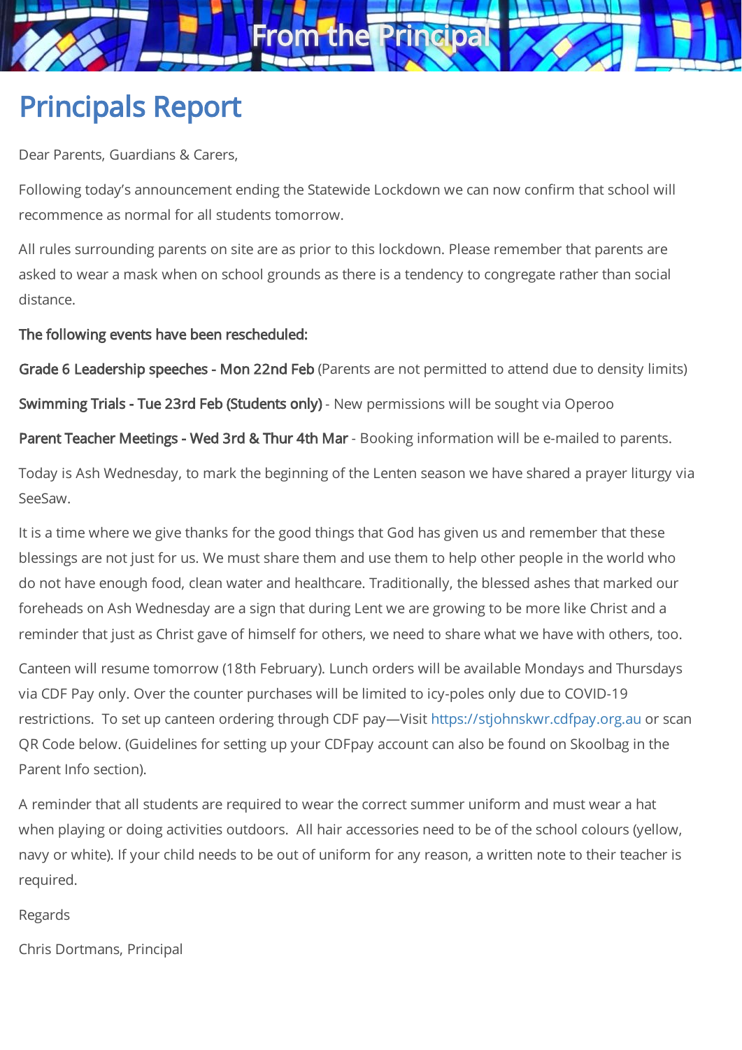# From the Principal

## Principals Report

Dear Parents, Guardians & Carers,

Following today's announcement ending the Statewide Lockdown we can now confirm that school will recommence as normal for all students tomorrow.

All rules surrounding parents on site are as prior to this lockdown. Please remember that parents are asked to wear a mask when on school grounds as there is a tendency to congregate rather than social distance.

**The following events have been rescheduled:**

**Grade 6 Leadership speeches - Mon 22nd Feb** (Parents are not permitted to attend due to density limits)

**Swimming Trials - Tue 23rd Feb (Students only)** - New permissions will be sought via Operoo

**Parent Teacher Meetings - Wed 3rd & Thur 4th Mar** - Booking information will be e-mailed to parents.

Today is Ash Wednesday, to mark the beginning of the Lenten season we have shared a prayer liturgy via SeeSaw.

It is a time where we give thanks for the good things that God has given us and remember that these blessings are not just for us. We must share them and use them to help other people in the world who do not have enough food, clean water and healthcare. Traditionally, the blessed ashes that marked our foreheads on Ash Wednesday are a sign that during Lent we are growing to be more like Christ and a reminder that just as Christ gave of himself for others, we need to share what we have with others, too.

Canteen will resume tomorrow (18th February). Lunch orders will be available Mondays and Thursdays via CDF Pay only. Over the counter purchases will be limited to icy-poles only due to COVID-19 restrictions. To set up canteen ordering through CDF pay—Visit https://stjohnskwr.cdfpay.org.au or scan QR Code below. (Guidelines for setting up your CDFpay account can also be found on Skoolbag in the Parent Info section).

A reminder that all students are required to wear the correct summer uniform and must wear a hat when playing or doing activities outdoors. All hair accessories need to be of the school colours (yellow, navy or white). If your child needs to be out of uniform for any reason, a written note to their teacher is required.

Regards

Chris Dortmans, Principal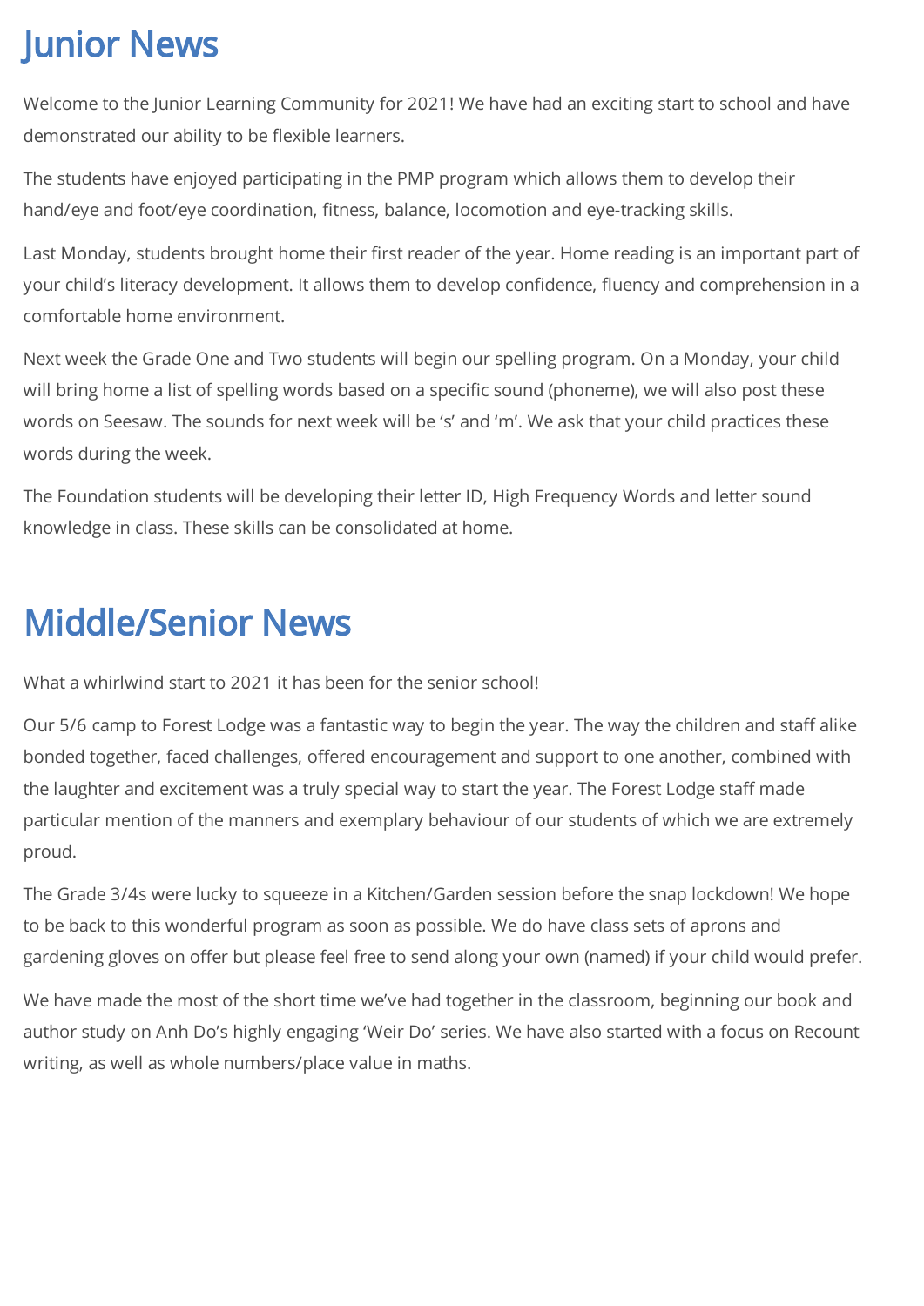# Junior News

Welcome to the Junior Learning Community for 2021! We have had an exciting start to school and have demonstrated our ability to be flexible learners.

The students have enjoyed participating in the PMP program which allows them to develop their hand/eye and foot/eye coordination, fitness, balance, locomotion and eye-tracking skills.

Last Monday, students brought home their first reader of the year. Home reading is an important part of your child's literacy development. It allows them to develop confidence, fluency and comprehension in a comfortable home environment.

Next week the Grade One and Two students will begin our spelling program. On a Monday, your child will bring home a list of spelling words based on a specific sound (phoneme), we will also post these words on Seesaw. The sounds for next week will be 's' and 'm'. We ask that your child practices these words during the week.

The Foundation students will be developing their letter ID, High Frequency Words and letter sound knowledge in class. These skills can be consolidated at home.

# Middle/Senior News

What a whirlwind start to 2021 it has been for the senior school!

Our 5/6 camp to Forest Lodge was a fantastic way to begin the year. The way the children and staff alike bonded together, faced challenges, offered encouragement and support to one another, combined with the laughter and excitement was a truly special way to start the year. The Forest Lodge staff made particular mention of the manners and exemplary behaviour of our students of which we are extremely proud.

The Grade 3/4s were lucky to squeeze in a Kitchen/Garden session before the snap lockdown! We hope to be back to this wonderful program as soon as possible. We do have class sets of aprons and gardening gloves on offer but please feel free to send along your own (named) if your child would prefer.

We have made the most of the short time we've had together in the classroom, beginning our book and author study on Anh Do's highly engaging 'Weir Do' series. We have also started with a focus on Recount writing, as well as whole numbers/place value in maths.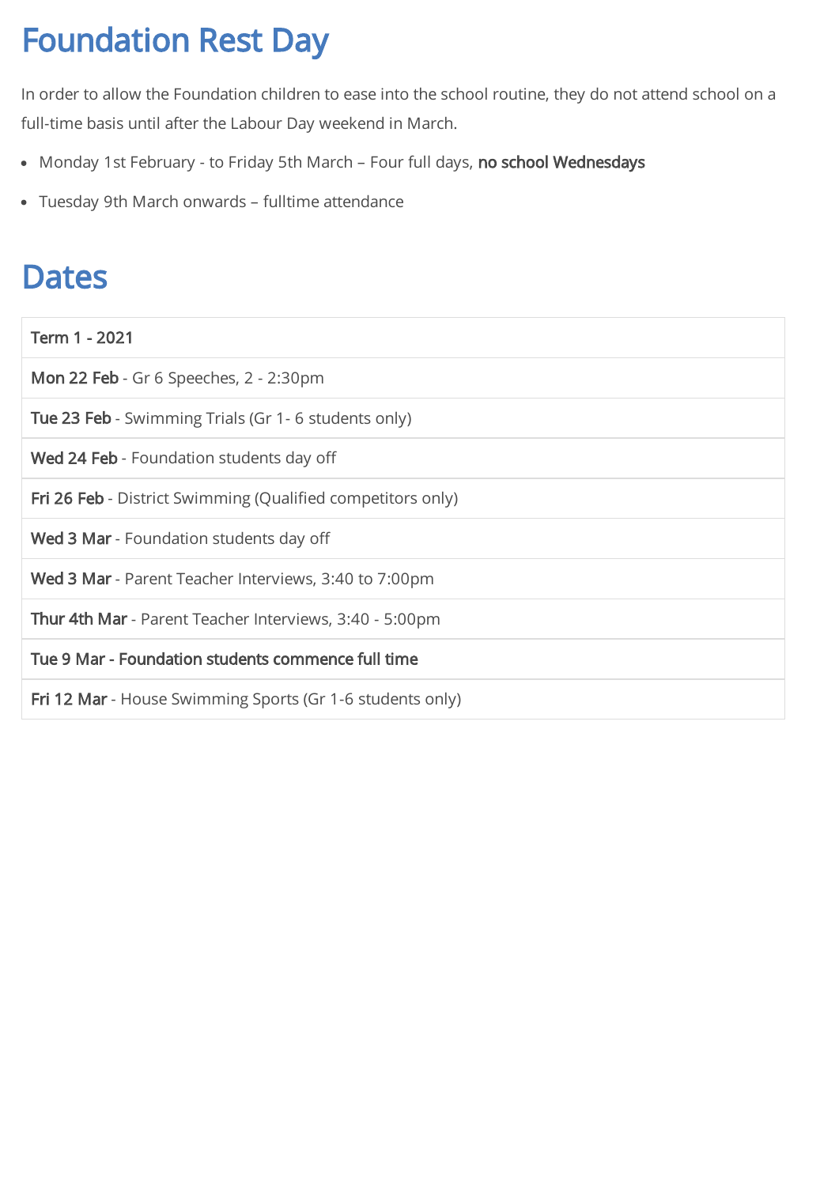# Foundation Rest Day

In order to allow the Foundation children to ease into the school routine, they do not attend school on a full-time basis until after the Labour Day weekend in March.

- Monday 1st February - to Friday 5th March – Four full days, **no school Wednesdays**
- Tuesday 9th March onwards – fulltime attendance

# Dates

| **Term 1 - 2021** |
|---|
| **Mon 22 Feb** - Gr 6 Speeches, 2 - 2:30pm |
| **Tue 23 Feb** - Swimming Trials (Gr 1- 6 students only) |
| **Wed 24 Feb** - Foundation students day off |
| **Fri 26 Feb** - District Swimming (Qualified competitors only) |
| **Wed 3 Mar** - Foundation students day off |
| **Wed 3 Mar** - Parent Teacher Interviews, 3:40 to 7:00pm |
| **Thur 4th Mar** - Parent Teacher Interviews, 3:40 - 5:00pm |
| **Tue 9 Mar - Foundation students commence full time** |
| **Fri 12 Mar** - House Swimming Sports (Gr 1-6 students only) |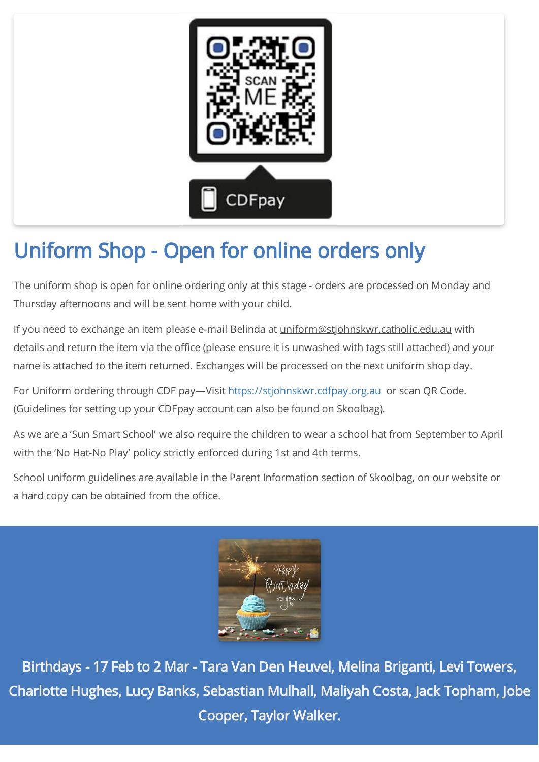## Uniform Shop - Open for online orders only

The uniform shop is open for online ordering only at this stage - orders are processed on Monday and Thursday afternoons and will be sent home with your child.

If you need to exchange an item please e-mail Belinda at uniform@stjohnskwr.catholic.edu.au with details and return the item via the office (please ensure it is unwashed with tags still attached) and your name is attached to the item returned. Exchanges will be processed on the next uniform shop day.

For Uniform ordering through CDF pay—Visit https://stjohnskwr.cdfpay.org.au or scan QR Code. (Guidelines for setting up your CDFpay account can also be found on Skoolbag).

As we are a 'Sun Smart School' we also require the children to wear a school hat from September to April with the 'No Hat-No Play' policy strictly enforced during 1st and 4th terms.

School uniform guidelines are available in the Parent Information section of Skoolbag, on our website or a hard copy can be obtained from the office.

**Birthdays - 17 Feb to 2 Mar - Tara Van Den Heuvel, Melina Briganti, Levi Towers, Charlotte Hughes, Lucy Banks, Sebastian Mulhall, Maliyah Costa, Jack Topham, Jobe Cooper, Taylor Walker.**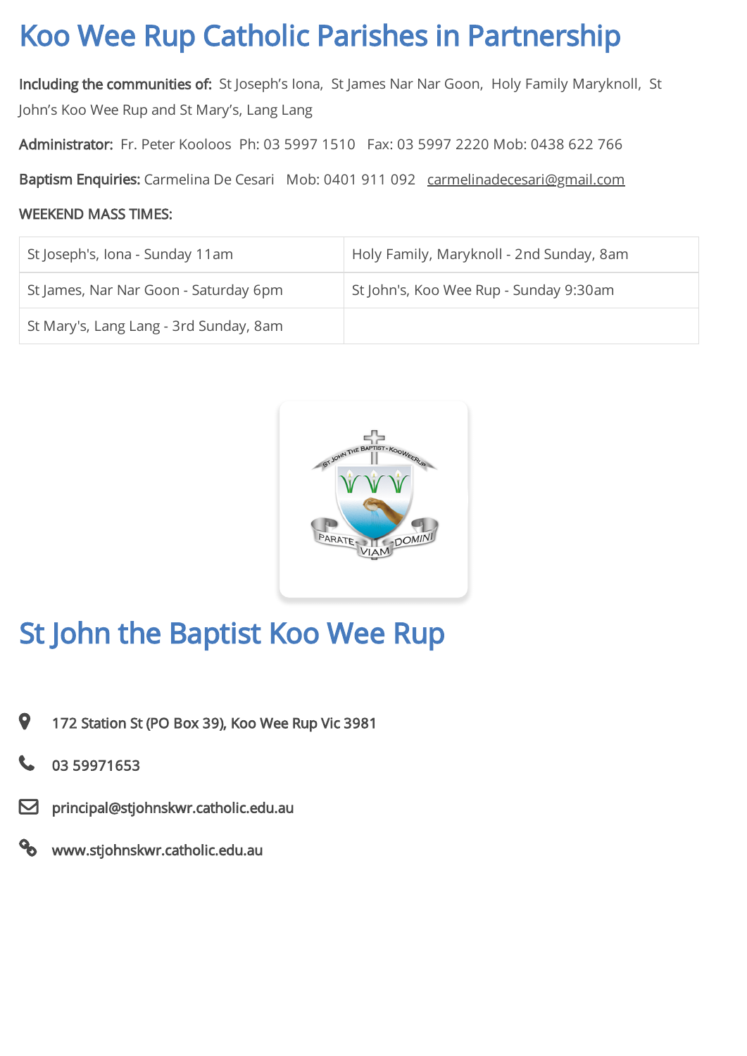# Koo Wee Rup Catholic Parishes in Partnership

**Including the communities of:** St Joseph's Iona, St James Nar Nar Goon, Holy Family Maryknoll, St John's Koo Wee Rup and St Mary's, Lang Lang

**Administrator:** Fr. Peter Kooloos Ph: 03 5997 1510 Fax: 03 5997 2220 Mob: 0438 622 766

**Baptism Enquiries:** Carmelina De Cesari Mob: 0401 911 092 carmelinadecesari@gmail.com

WEEKEND MASS TIMES:

| | |
|---|---|
| St Joseph's, Iona - Sunday 11am | Holy Family, Maryknoll - 2nd Sunday, 8am |
| St James, Nar Nar Goon - Saturday 6pm | St John's, Koo Wee Rup - Sunday 9:30am |
| St Mary's, Lang Lang - 3rd Sunday, 8am | |

# St John the Baptist Koo Wee Rup

172 Station St (PO Box 39), Koo Wee Rup Vic 3981

03 59971653

principal@stjohnskwr.catholic.edu.au

www.stjohnskwr.catholic.edu.au